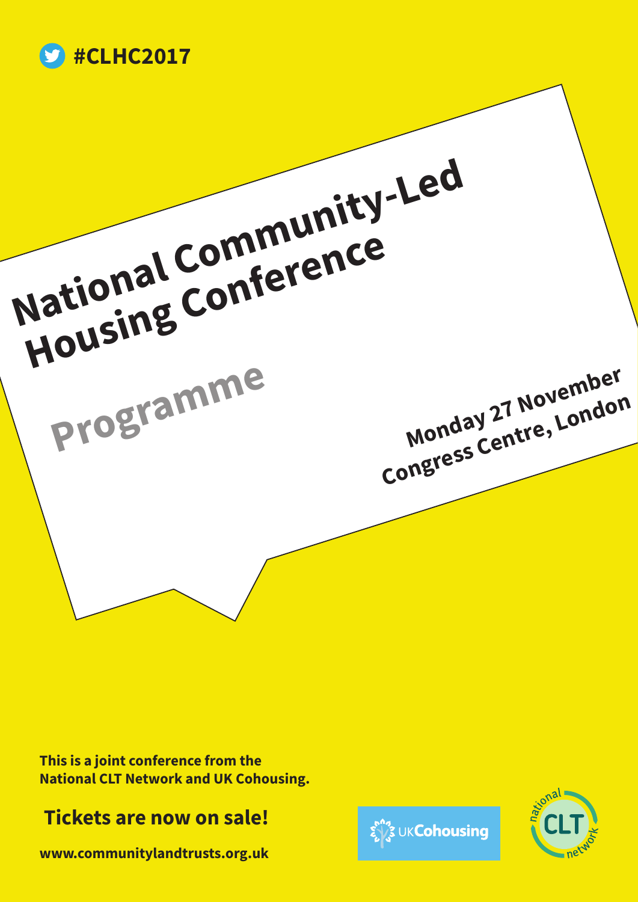#CLHC2017

# National Community-Led Housing Conference

## Programme

**Monday 27 November**
**Congress Centre, London**

**This is a joint conference from the National CLT Network and UK Cohousing.**

**Tickets are now on sale!**

**www.communitylandtrusts.org.uk**

UKCohousing

national CLT network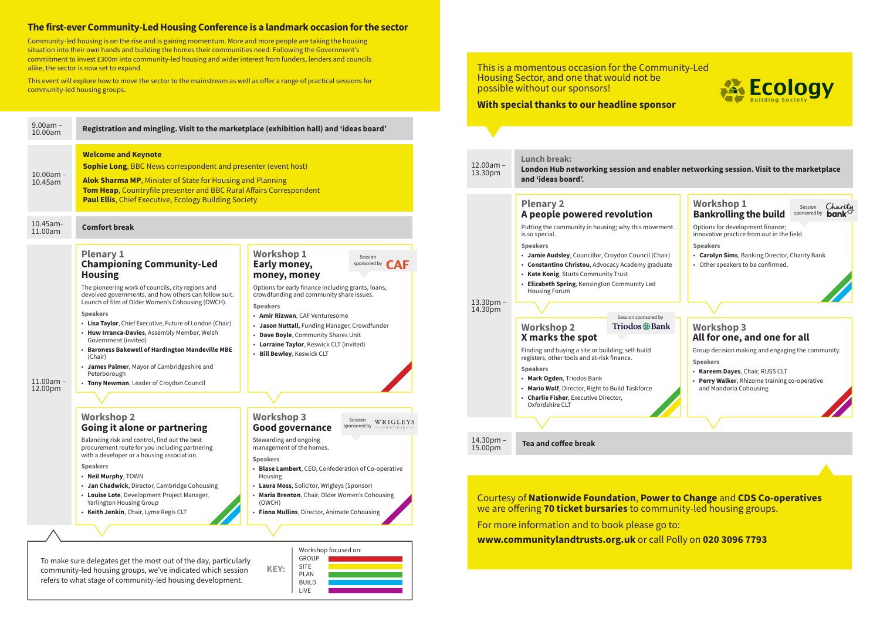## The first-ever Community-Led Housing Conference is a landmark occasion for the sector

Community-led housing is on the rise and is gaining momentum. More and more people are taking the housing situation into their own hands and building the homes their communities need. Following the Government's commitment to invest £300m into community-led housing and wider interest from funders, lenders and councils alike, the sector is now set to expand.

This event will explore how to move the sector to the mainstream as well as offer a range of practical sessions for community-led housing groups.

**9.00am – 10.00am**

**Registration and mingling. Visit to the marketplace (exhibition hall) and 'ideas board'**

**10.00am – 10.45am**

**Welcome and Keynote**

**Sophie Long**, BBC News correspondent and presenter (event host)

**Alok Sharma MP**, Minister of State for Housing and Planning
**Tom Heap**, Countryfile presenter and BBC Rural Affairs Correspondent
**Paul Ellis**, Chief Executive, Ecology Building Society

**10.45am- 11.00am**

**Comfort break**

**11.00am – 12.00pm**

### Plenary 1
### Championing Community-Led Housing

The pioneering work of councils, city regions and devolved governments, and how others can follow suit. Launch of film of Older Women's Cohousing (OWCH).

**Speakers**

- **Lisa Taylor**, Chief Executive, Future of London (Chair)
- **Huw Irranca-Davies**, Assembly Member, Welsh Government (invited)
- **Baroness Bakewell of Hardington Mandeville MBE** (Chair)
- **James Palmer**, Mayor of Cambridgeshire and Peterborough
- **Tony Newman**, Leader of Croydon Council

### Workshop 1
### Early money, money, money

Session sponsored by CAF

Options for early finance including grants, loans, crowdfunding and community share issues.

**Speakers**

- **Amir Rizwan**, CAF Venturesome
- **Jason Nuttall**, Funding Manager, Crowdfunder
- **Dave Boyle**, Community Shares Unit
- **Lorraine Taylor**, Keswick CLT (invited)
- **Bill Bewley**, Keswick CLT

### Workshop 2
### Going it alone or partnering

Balancing risk and control, find out the best procurement route for you including partnering with a developer or a housing association.

**Speakers**

- **Neil Murphy**, TOWN
- **Jan Chadwick**, Director, Cambridge Cohousing
- **Louise Lote**, Development Project Manager, Yarlington Housing Group
- **Keith Jenkin**, Chair, Lyme Regis CLT

### Workshop 3
### Good governance

Session sponsored by WRIGLEYS SOLICITORS

Stewarding and ongoing management of the homes.

**Speakers**

- **Blase Lambert**, CEO, Confederation of Co-operative Housing
- **Laura Moss**, Solicitor, Wrigleys (Sponsor)
- **Maria Brenton**, Chair, Older Women's Cohousing (OWCH)
- **Fiona Mullins**, Director, Animate Cohousing

To make sure delegates get the most out of the day, particularly community-led housing groups, we've indicated which session refers to what stage of community-led housing development.

**KEY:** Workshop focused on:
- GROUP
- SITE
- PLAN
- BUILD
- LIVE

This is a momentous occasion for the Community-Led Housing Sector, and one that would not be possible without our sponsors!

**With special thanks to our headline sponsor**

Ecology Building Society

**12.00am – 13.30pm**

**Lunch break:**
**London Hub networking session and enabler networking session. Visit to the marketplace and 'ideas board'.**

**13.30pm – 14.30pm**

### Plenary 2
### A people powered revolution

Putting the community in housing; why this movement is so special.

**Speakers**

- **Jamie Audsley**, Councillor, Croydon Council (Chair)
- **Constantino Christou**, Advocacy Academy graduate
- **Kate Konig**, Sturts Community Trust
- **Elizabeth Spring**, Kensington Community Led Housing Forum

### Workshop 1
### Bankrolling the build

Session sponsored by Charity bank

Options for development finance; innovative practice from out in the field.

**Speakers**

- **Carolyn Sims**, Banking Director, Charity Bank
- Other speakers to be confirmed.

### Workshop 2
### X marks the spot

Session sponsored by Triodos Bank

Finding and buying a site or building; self-build registers, other tools and at-risk finance.

**Speakers**

- **Mark Ogden**, Triodos Bank
- **Mario Wolf**, Director, Right to Build Taskforce
- **Charlie Fisher**, Executive Director, Oxfordshire CLT

### Workshop 3
### All for one, and one for all

Group decision making and engaging the community.

**Speakers**

- **Kareem Dayes**, Chair, RUSS CLT
- **Perry Walker**, Rhizome training co-operative and Mandorla Cohousing

**14.30pm – 15.00pm**

**Tea and coffee break**

Courtesy of **Nationwide Foundation**, **Power to Change** and **CDS Co-operatives** we are offering **70 ticket bursaries** to community-led housing groups.

For more information and to book please go to:

**www.communitylandtrusts.org.uk** or call Polly on **020 3096 7793**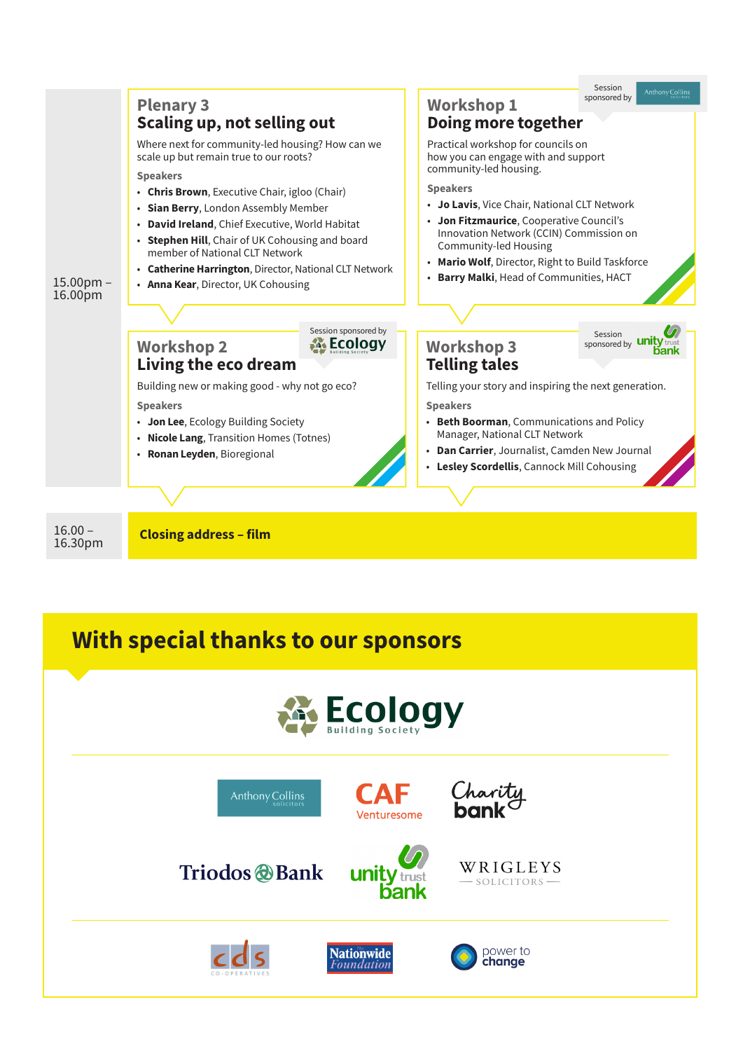15.00pm – 16.00pm

## Plenary 3
### Scaling up, not selling out

Where next for community-led housing? How can we scale up but remain true to our roots?

**Speakers**

- **Chris Brown**, Executive Chair, igloo (Chair)
- **Sian Berry**, London Assembly Member
- **David Ireland**, Chief Executive, World Habitat
- **Stephen Hill**, Chair of UK Cohousing and board member of National CLT Network
- **Catherine Harrington**, Director, National CLT Network
- **Anna Kear**, Director, UK Cohousing

## Workshop 1
### Doing more together

Session sponsored by Anthony Collins Solicitors

Practical workshop for councils on how you can engage with and support community-led housing.

**Speakers**

- **Jo Lavis**, Vice Chair, National CLT Network
- **Jon Fitzmaurice**, Cooperative Council's Innovation Network (CCIN) Commission on Community-led Housing
- **Mario Wolf**, Director, Right to Build Taskforce
- **Barry Malki**, Head of Communities, HACT

## Workshop 2
### Living the eco dream

Session sponsored by Ecology Building Society

Building new or making good - why not go eco?

**Speakers**

- **Jon Lee**, Ecology Building Society
- **Nicole Lang**, Transition Homes (Totnes)
- **Ronan Leyden**, Bioregional

## Workshop 3
### Telling tales

Session sponsored by unity trust bank

Telling your story and inspiring the next generation.

**Speakers**

- **Beth Boorman**, Communications and Policy Manager, National CLT Network
- **Dan Carrier**, Journalist, Camden New Journal
- **Lesley Scordellis**, Cannock Mill Cohousing

16.00 – 16.30pm

**Closing address – film**

## With special thanks to our sponsors

Ecology Building Society

Anthony Collins Solicitors

CAF Venturesome

Charity bank

Triodos Bank

unity trust bank

WRIGLEYS SOLICITORS

cds CO-OPERATIVES

Nationwide Foundation

power to change